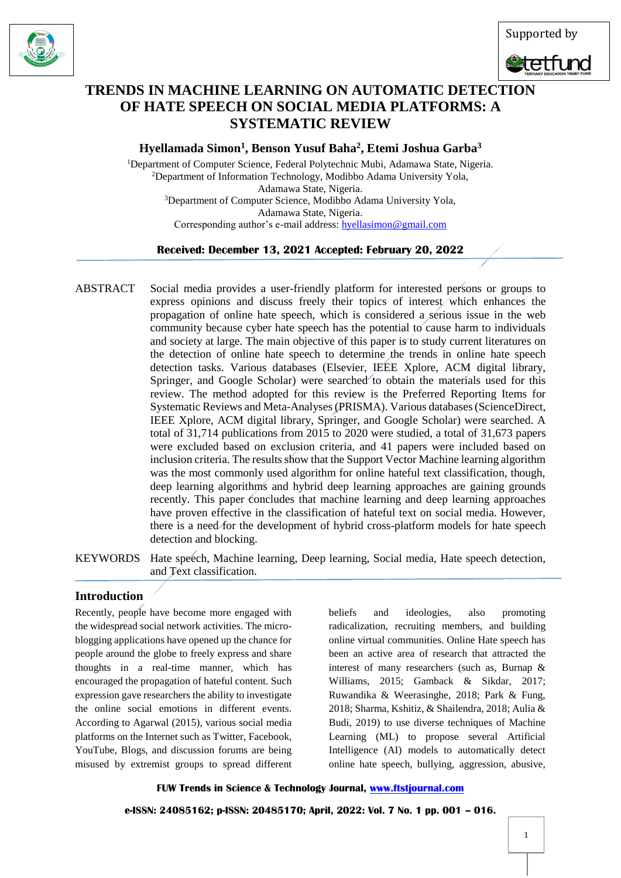# TRENDS IN MACHINE LEARNING ON AUTOMATIC DETECTION OF HATE SPEECH ON SOCIAL MEDIA PLATFORMS: A SYSTEMATIC REVIEW

**Hyellamada Simon[1], Benson Yusuf Baha[2], Etemi Joshua Garba[3]**

[1]Department of Computer Science, Federal Polytechnic Mubi, Adamawa State, Nigeria.
[2]Department of Information Technology, Modibbo Adama University Yola, Adamawa State, Nigeria.
[3]Department of Computer Science, Modibbo Adama University Yola, Adamawa State, Nigeria.
Corresponding author's e-mail address: hyellasimon@gmail.com

**Received: December 13, 2021 Accepted: February 20, 2022**

ABSTRACT Social media provides a user-friendly platform for interested persons or groups to express opinions and discuss freely their topics of interest which enhances the propagation of online hate speech, which is considered a serious issue in the web community because cyber hate speech has the potential to cause harm to individuals and society at large. The main objective of this paper is to study current literatures on the detection of online hate speech to determine the trends in online hate speech detection tasks. Various databases (Elsevier, IEEE Xplore, ACM digital library, Springer, and Google Scholar) were searched to obtain the materials used for this review. The method adopted for this review is the Preferred Reporting Items for Systematic Reviews and Meta-Analyses (PRISMA). Various databases (ScienceDirect, IEEE Xplore, ACM digital library, Springer, and Google Scholar) were searched. A total of 31,714 publications from 2015 to 2020 were studied, a total of 31,673 papers were excluded based on exclusion criteria, and 41 papers were included based on inclusion criteria. The results show that the Support Vector Machine learning algorithm was the most commonly used algorithm for online hateful text classification, though, deep learning algorithms and hybrid deep learning approaches are gaining grounds recently. This paper concludes that machine learning and deep learning approaches have proven effective in the classification of hateful text on social media. However, there is a need for the development of hybrid cross-platform models for hate speech detection and blocking.

KEYWORDS Hate speech, Machine learning, Deep learning, Social media, Hate speech detection, and Text classification.

## Introduction

Recently, people have become more engaged with the widespread social network activities. The micro-blogging applications have opened up the chance for people around the globe to freely express and share thoughts in a real-time manner, which has encouraged the propagation of hateful content. Such expression gave researchers the ability to investigate the online social emotions in different events. According to Agarwal (2015), various social media platforms on the Internet such as Twitter, Facebook, YouTube, Blogs, and discussion forums are being misused by extremist groups to spread different beliefs and ideologies, also promoting radicalization, recruiting members, and building online virtual communities. Online Hate speech has been an active area of research that attracted the interest of many researchers (such as, Burnap & Williams, 2015; Gamback & Sikdar, 2017; Ruwandika & Weerasinghe, 2018; Park & Fung, 2018; Sharma, Kshitiz, & Shailendra, 2018; Aulia & Budi, 2019) to use diverse techniques of Machine Learning (ML) to propose several Artificial Intelligence (AI) models to automatically detect online hate speech, bullying, aggression, abusive,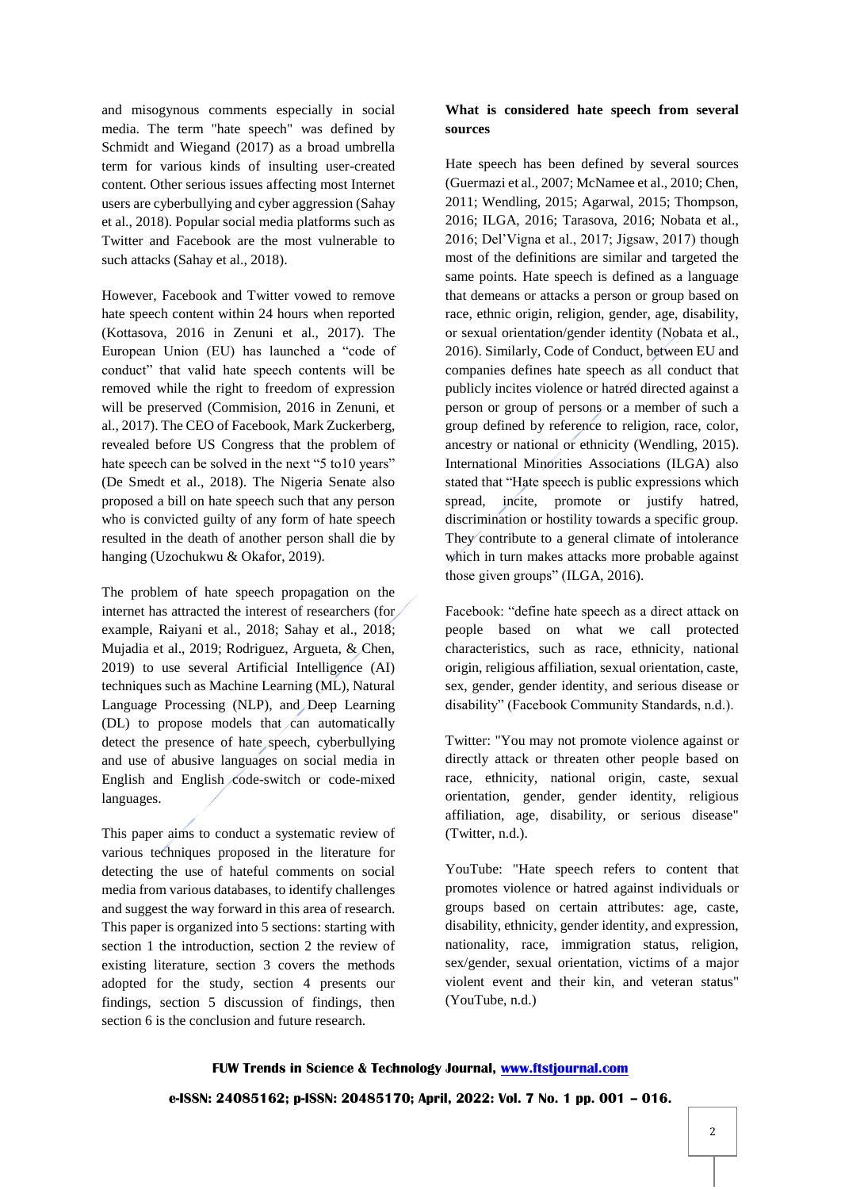and misogynous comments especially in social media. The term "hate speech" was defined by Schmidt and Wiegand (2017) as a broad umbrella term for various kinds of insulting user-created content. Other serious issues affecting most Internet users are cyberbullying and cyber aggression (Sahay et al., 2018). Popular social media platforms such as Twitter and Facebook are the most vulnerable to such attacks (Sahay et al., 2018).

However, Facebook and Twitter vowed to remove hate speech content within 24 hours when reported (Kottasova, 2016 in Zenuni et al., 2017). The European Union (EU) has launched a "code of conduct" that valid hate speech contents will be removed while the right to freedom of expression will be preserved (Commision, 2016 in Zenuni, et al., 2017). The CEO of Facebook, Mark Zuckerberg, revealed before US Congress that the problem of hate speech can be solved in the next "5 to10 years" (De Smedt et al., 2018). The Nigeria Senate also proposed a bill on hate speech such that any person who is convicted guilty of any form of hate speech resulted in the death of another person shall die by hanging (Uzochukwu & Okafor, 2019).

The problem of hate speech propagation on the internet has attracted the interest of researchers (for example, Raiyani et al., 2018; Sahay et al., 2018; Mujadia et al., 2019; Rodriguez, Argueta, & Chen, 2019) to use several Artificial Intelligence (AI) techniques such as Machine Learning (ML), Natural Language Processing (NLP), and Deep Learning (DL) to propose models that can automatically detect the presence of hate speech, cyberbullying and use of abusive languages on social media in English and English code-switch or code-mixed languages.

This paper aims to conduct a systematic review of various techniques proposed in the literature for detecting the use of hateful comments on social media from various databases, to identify challenges and suggest the way forward in this area of research. This paper is organized into 5 sections: starting with section 1 the introduction, section 2 the review of existing literature, section 3 covers the methods adopted for the study, section 4 presents our findings, section 5 discussion of findings, then section 6 is the conclusion and future research.

**What is considered hate speech from several sources**

Hate speech has been defined by several sources (Guermazi et al., 2007; McNamee et al., 2010; Chen, 2011; Wendling, 2015; Agarwal, 2015; Thompson, 2016; ILGA, 2016; Tarasova, 2016; Nobata et al., 2016; Del'Vigna et al., 2017; Jigsaw, 2017) though most of the definitions are similar and targeted the same points. Hate speech is defined as a language that demeans or attacks a person or group based on race, ethnic origin, religion, gender, age, disability, or sexual orientation/gender identity (Nobata et al., 2016). Similarly, Code of Conduct, between EU and companies defines hate speech as all conduct that publicly incites violence or hatred directed against a person or group of persons or a member of such a group defined by reference to religion, race, color, ancestry or national or ethnicity (Wendling, 2015). International Minorities Associations (ILGA) also stated that "Hate speech is public expressions which spread, incite, promote or justify hatred, discrimination or hostility towards a specific group. They contribute to a general climate of intolerance which in turn makes attacks more probable against those given groups" (ILGA, 2016).

Facebook: "define hate speech as a direct attack on people based on what we call protected characteristics, such as race, ethnicity, national origin, religious affiliation, sexual orientation, caste, sex, gender, gender identity, and serious disease or disability" (Facebook Community Standards, n.d.).

Twitter: "You may not promote violence against or directly attack or threaten other people based on race, ethnicity, national origin, caste, sexual orientation, gender, gender identity, religious affiliation, age, disability, or serious disease" (Twitter, n.d.).

YouTube: "Hate speech refers to content that promotes violence or hatred against individuals or groups based on certain attributes: age, caste, disability, ethnicity, gender identity, and expression, nationality, race, immigration status, religion, sex/gender, sexual orientation, victims of a major violent event and their kin, and veteran status" (YouTube, n.d.)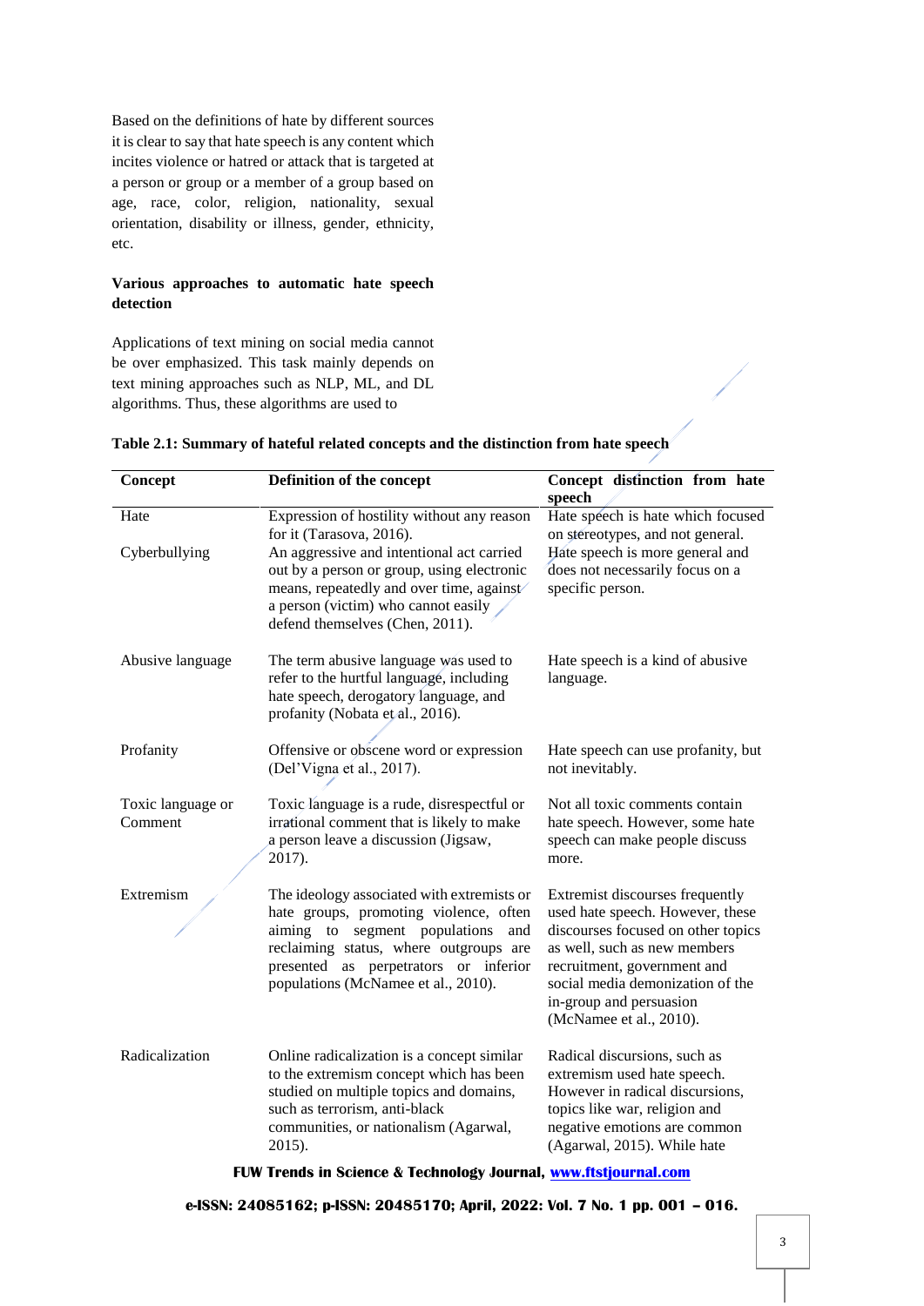Based on the definitions of hate by different sources it is clear to say that hate speech is any content which incites violence or hatred or attack that is targeted at a person or group or a member of a group based on age, race, color, religion, nationality, sexual orientation, disability or illness, gender, ethnicity, etc.

**Various approaches to automatic hate speech detection**

Applications of text mining on social media cannot be over emphasized. This task mainly depends on text mining approaches such as NLP, ML, and DL algorithms. Thus, these algorithms are used to

**Table 2.1: Summary of hateful related concepts and the distinction from hate speech**

| Concept | Definition of the concept | Concept distinction from hate speech |
|---|---|---|
| Hate | Expression of hostility without any reason for it (Tarasova, 2016). | Hate speech is hate which focused on stereotypes, and not general. |
| Cyberbullying | An aggressive and intentional act carried out by a person or group, using electronic means, repeatedly and over time, against a person (victim) who cannot easily defend themselves (Chen, 2011). | Hate speech is more general and does not necessarily focus on a specific person. |
| Abusive language | The term abusive language was used to refer to the hurtful language, including hate speech, derogatory language, and profanity (Nobata et al., 2016). | Hate speech is a kind of abusive language. |
| Profanity | Offensive or obscene word or expression (Del'Vigna et al., 2017). | Hate speech can use profanity, but not inevitably. |
| Toxic language or Comment | Toxic language is a rude, disrespectful or irrational comment that is likely to make a person leave a discussion (Jigsaw, 2017). | Not all toxic comments contain hate speech. However, some hate speech can make people discuss more. |
| Extremism | The ideology associated with extremists or hate groups, promoting violence, often aiming to segment populations and reclaiming status, where outgroups are presented as perpetrators or inferior populations (McNamee et al., 2010). | Extremist discourses frequently used hate speech. However, these discourses focused on other topics as well, such as new members recruitment, government and social media demonization of the in-group and persuasion (McNamee et al., 2010). |
| Radicalization | Online radicalization is a concept similar to the extremism concept which has been studied on multiple topics and domains, such as terrorism, anti-black communities, or nationalism (Agarwal, 2015). | Radical discursions, such as extremism used hate speech. However in radical discursions, topics like war, religion and negative emotions are common (Agarwal, 2015). While hate |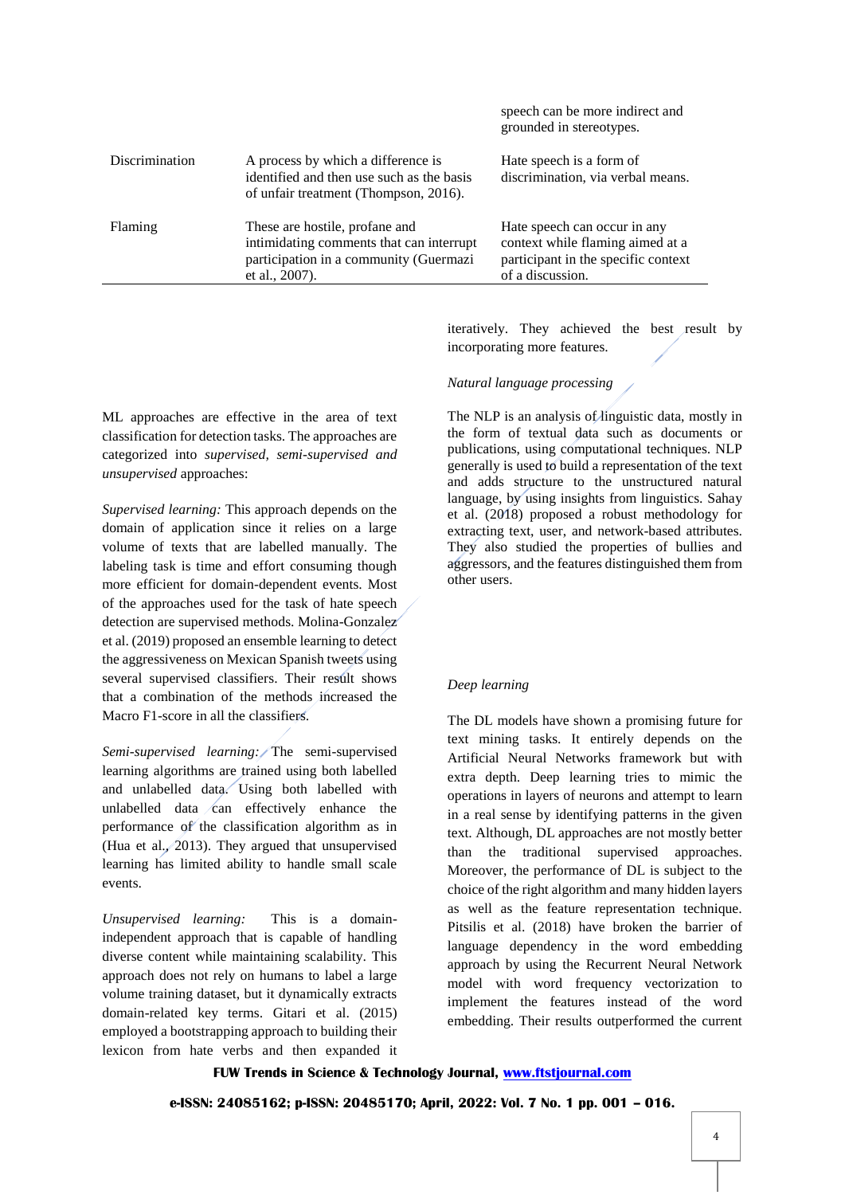| | | speech can be more indirect and grounded in stereotypes. |
|---|---|---|
| Discrimination | A process by which a difference is identified and then use such as the basis of unfair treatment (Thompson, 2016). | Hate speech is a form of discrimination, via verbal means. |
| Flaming | These are hostile, profane and intimidating comments that can interrupt participation in a community (Guermazi et al., 2007). | Hate speech can occur in any context while flaming aimed at a participant in the specific context of a discussion. |

ML approaches are effective in the area of text classification for detection tasks. The approaches are categorized into *supervised, semi-supervised and unsupervised* approaches:

*Supervised learning:* This approach depends on the domain of application since it relies on a large volume of texts that are labelled manually. The labeling task is time and effort consuming though more efficient for domain-dependent events. Most of the approaches used for the task of hate speech detection are supervised methods. Molina-Gonzalez et al. (2019) proposed an ensemble learning to detect the aggressiveness on Mexican Spanish tweets using several supervised classifiers. Their result shows that a combination of the methods increased the Macro F1-score in all the classifiers.

*Semi-supervised learning:* The semi-supervised learning algorithms are trained using both labelled and unlabelled data. Using both labelled with unlabelled data can effectively enhance the performance of the classification algorithm as in (Hua et al., 2013). They argued that unsupervised learning has limited ability to handle small scale events.

*Unsupervised learning:* This is a domain-independent approach that is capable of handling diverse content while maintaining scalability. This approach does not rely on humans to label a large volume training dataset, but it dynamically extracts domain-related key terms. Gitari et al. (2015) employed a bootstrapping approach to building their lexicon from hate verbs and then expanded it iteratively. They achieved the best result by incorporating more features.

*Natural language processing*

The NLP is an analysis of linguistic data, mostly in the form of textual data such as documents or publications, using computational techniques. NLP generally is used to build a representation of the text and adds structure to the unstructured natural language, by using insights from linguistics. Sahay et al. (2018) proposed a robust methodology for extracting text, user, and network-based attributes. They also studied the properties of bullies and aggressors, and the features distinguished them from other users.

*Deep learning*

The DL models have shown a promising future for text mining tasks. It entirely depends on the Artificial Neural Networks framework but with extra depth. Deep learning tries to mimic the operations in layers of neurons and attempt to learn in a real sense by identifying patterns in the given text. Although, DL approaches are not mostly better than the traditional supervised approaches. Moreover, the performance of DL is subject to the choice of the right algorithm and many hidden layers as well as the feature representation technique. Pitsilis et al. (2018) have broken the barrier of language dependency in the word embedding approach by using the Recurrent Neural Network model with word frequency vectorization to implement the features instead of the word embedding. Their results outperformed the current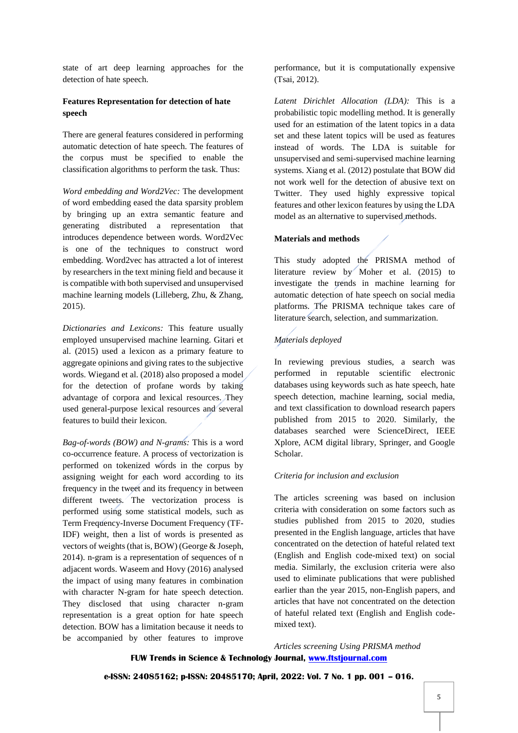state of art deep learning approaches for the detection of hate speech.

**Features Representation for detection of hate speech**

There are general features considered in performing automatic detection of hate speech. The features of the corpus must be specified to enable the classification algorithms to perform the task. Thus:

*Word embedding and Word2Vec:* The development of word embedding eased the data sparsity problem by bringing up an extra semantic feature and generating distributed a representation that introduces dependence between words. Word2Vec is one of the techniques to construct word embedding. Word2vec has attracted a lot of interest by researchers in the text mining field and because it is compatible with both supervised and unsupervised machine learning models (Lilleberg, Zhu, & Zhang, 2015).

*Dictionaries and Lexicons:* This feature usually employed unsupervised machine learning. Gitari et al. (2015) used a lexicon as a primary feature to aggregate opinions and giving rates to the subjective words. Wiegand et al. (2018) also proposed a model for the detection of profane words by taking advantage of corpora and lexical resources. They used general-purpose lexical resources and several features to build their lexicon.

*Bag-of-words (BOW) and N-grams:* This is a word co-occurrence feature. A process of vectorization is performed on tokenized words in the corpus by assigning weight for each word according to its frequency in the tweet and its frequency in between different tweets. The vectorization process is performed using some statistical models, such as Term Frequency-Inverse Document Frequency (TF-IDF) weight, then a list of words is presented as vectors of weights (that is, BOW) (George & Joseph, 2014). n-gram is a representation of sequences of n adjacent words. Waseem and Hovy (2016) analysed the impact of using many features in combination with character N-gram for hate speech detection. They disclosed that using character n-gram representation is a great option for hate speech detection. BOW has a limitation because it needs to be accompanied by other features to improve performance, but it is computationally expensive (Tsai, 2012).

*Latent Dirichlet Allocation (LDA):* This is a probabilistic topic modelling method. It is generally used for an estimation of the latent topics in a data set and these latent topics will be used as features instead of words. The LDA is suitable for unsupervised and semi-supervised machine learning systems. Xiang et al. (2012) postulate that BOW did not work well for the detection of abusive text on Twitter. They used highly expressive topical features and other lexicon features by using the LDA model as an alternative to supervised methods.

**Materials and methods**

This study adopted the PRISMA method of literature review by Moher et al. (2015) to investigate the trends in machine learning for automatic detection of hate speech on social media platforms. The PRISMA technique takes care of literature search, selection, and summarization.

*Materials deployed*

In reviewing previous studies, a search was performed in reputable scientific electronic databases using keywords such as hate speech, hate speech detection, machine learning, social media, and text classification to download research papers published from 2015 to 2020. Similarly, the databases searched were ScienceDirect, IEEE Xplore, ACM digital library, Springer, and Google Scholar.

*Criteria for inclusion and exclusion*

The articles screening was based on inclusion criteria with consideration on some factors such as studies published from 2015 to 2020, studies presented in the English language, articles that have concentrated on the detection of hateful related text (English and English code-mixed text) on social media. Similarly, the exclusion criteria were also used to eliminate publications that were published earlier than the year 2015, non-English papers, and articles that have not concentrated on the detection of hateful related text (English and English code-mixed text).

*Articles screening Using PRISMA method*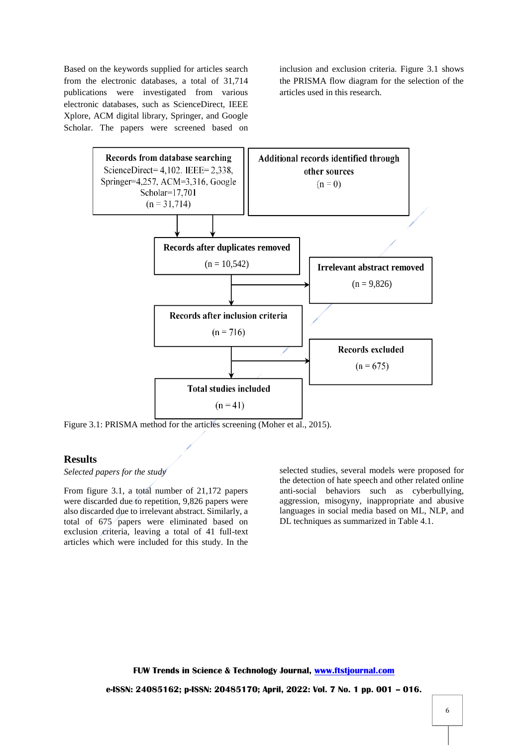Based on the keywords supplied for articles search from the electronic databases, a total of 31,714 publications were investigated from various electronic databases, such as ScienceDirect, IEEE Xplore, ACM digital library, Springer, and Google Scholar. The papers were screened based on inclusion and exclusion criteria. Figure 3.1 shows the PRISMA flow diagram for the selection of the articles used in this research.

**Records from database searching**
ScienceDirect= 4,102. IEEE= 2,338, Springer=4,257, ACM=3,316, Google Scholar=17,701
(n = 31,714)

**Additional records identified through other sources**
(n = 0)

**Records after duplicates removed**
(n = 10,542)

**Irrelevant abstract removed**
(n = 9,826)

**Records after inclusion criteria**
(n = 716)

**Records excluded**
(n = 675)

**Total studies included**
(n = 41)

Figure 3.1: PRISMA method for the articles screening (Moher et al., 2015).

## Results

*Selected papers for the study*

From figure 3.1, a total number of 21,172 papers were discarded due to repetition, 9,826 papers were also discarded due to irrelevant abstract. Similarly, a total of 675 papers were eliminated based on exclusion criteria, leaving a total of 41 full-text articles which were included for this study. In the selected studies, several models were proposed for the detection of hate speech and other related online anti-social behaviors such as cyberbullying, aggression, misogyny, inappropriate and abusive languages in social media based on ML, NLP, and DL techniques as summarized in Table 4.1.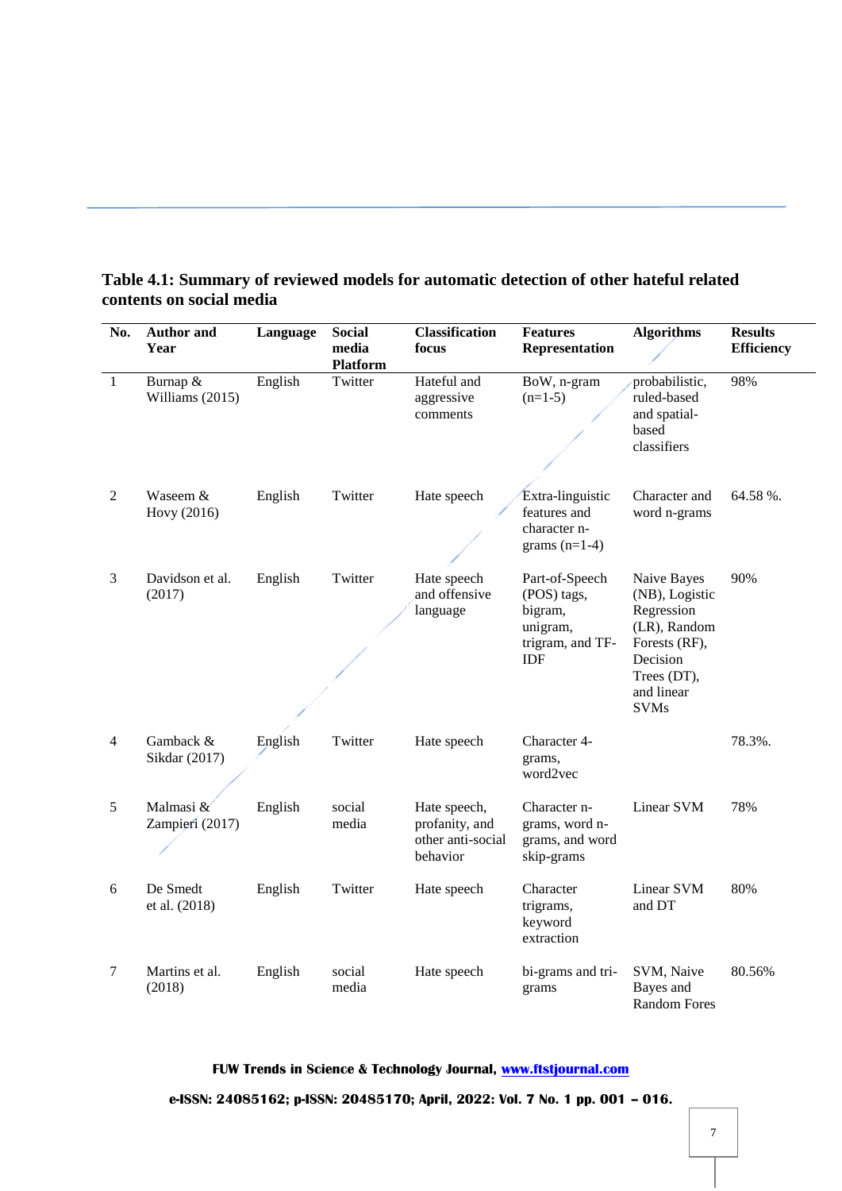**Table 4.1: Summary of reviewed models for automatic detection of other hateful related contents on social media**

| No. | Author and Year | Language | Social media Platform | Classification focus | Features Representation | Algorithms | Results Efficiency |
|---|---|---|---|---|---|---|---|
| 1 | Burnap & Williams (2015) | English | Twitter | Hateful and aggressive comments | BoW, n-gram (n=1-5) | probabilistic, ruled-based and spatial-based classifiers | 98% |
| 2 | Waseem & Hovy (2016) | English | Twitter | Hate speech | Extra-linguistic features and character n-grams (n=1-4) | Character and word n-grams | 64.58 %. |
| 3 | Davidson et al. (2017) | English | Twitter | Hate speech and offensive language | Part-of-Speech (POS) tags, bigram, unigram, trigram, and TF-IDF | Naive Bayes (NB), Logistic Regression (LR), Random Forests (RF), Decision Trees (DT), and linear SVMs | 90% |
| 4 | Gamback & Sikdar (2017) | English | Twitter | Hate speech | Character 4-grams, word2vec | | 78.3%. |
| 5 | Malmasi & Zampieri (2017) | English | social media | Hate speech, profanity, and other anti-social behavior | Character n-grams, word n-grams, and word skip-grams | Linear SVM | 78% |
| 6 | De Smedt et al. (2018) | English | Twitter | Hate speech | Character trigrams, keyword extraction | Linear SVM and DT | 80% |
| 7 | Martins et al. (2018) | English | social media | Hate speech | bi-grams and tri-grams | SVM, Naive Bayes and Random Fores | 80.56% |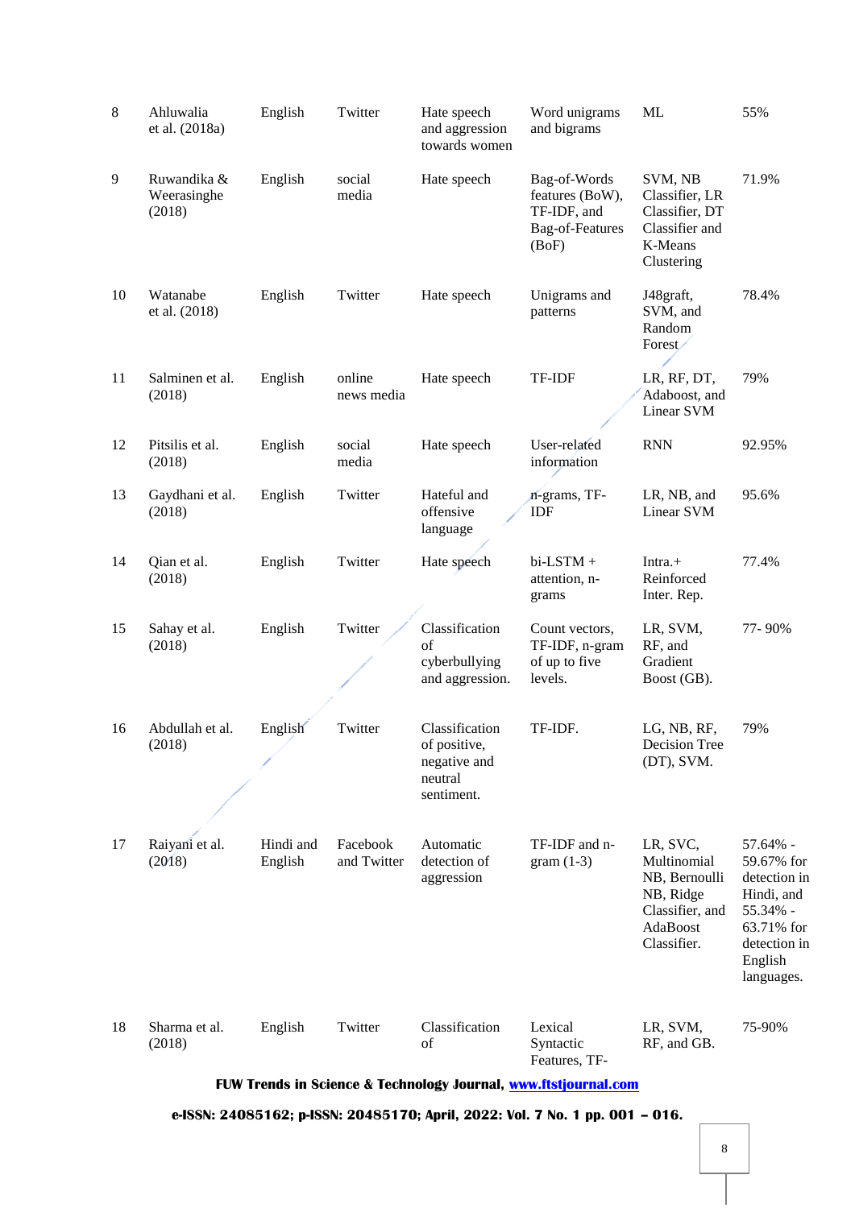| 8 | Ahluwalia et al. (2018a) | English | Twitter | Hate speech and aggression towards women | Word unigrams and bigrams | ML | 55% |
|---|---|---|---|---|---|---|---|
| 9 | Ruwandika & Weerasinghe (2018) | English | social media | Hate speech | Bag-of-Words features (BoW), TF-IDF, and Bag-of-Features (BoF) | SVM, NB Classifier, LR Classifier, DT Classifier and K-Means Clustering | 71.9% |
| 10 | Watanabe et al. (2018) | English | Twitter | Hate speech | Unigrams and patterns | J48graft, SVM, and Random Forest | 78.4% |
| 11 | Salminen et al. (2018) | English | online news media | Hate speech | TF-IDF | LR, RF, DT, Adaboost, and Linear SVM | 79% |
| 12 | Pitsilis et al. (2018) | English | social media | Hate speech | User-related information | RNN | 92.95% |
| 13 | Gaydhani et al. (2018) | English | Twitter | Hateful and offensive language | n-grams, TF-IDF | LR, NB, and Linear SVM | 95.6% |
| 14 | Qian et al. (2018) | English | Twitter | Hate speech | bi-LSTM + attention, n-grams | Intra.+ Reinforced Inter. Rep. | 77.4% |
| 15 | Sahay et al. (2018) | English | Twitter | Classification of cyberbullying and aggression. | Count vectors, TF-IDF, n-gram of up to five levels. | LR, SVM, RF, and Gradient Boost (GB). | 77- 90% |
| 16 | Abdullah et al. (2018) | English | Twitter | Classification of positive, negative and neutral sentiment. | TF-IDF. | LG, NB, RF, Decision Tree (DT), SVM. | 79% |
| 17 | Raiyani et al. (2018) | Hindi and English | Facebook and Twitter | Automatic detection of aggression | TF-IDF and n-gram (1-3) | LR, SVC, Multinomial NB, Bernoulli NB, Ridge Classifier, and AdaBoost Classifier. | 57.64% - 59.67% for detection in Hindi, and 55.34% - 63.71% for detection in English languages. |
| 18 | Sharma et al. (2018) | English | Twitter | Classification of | Lexical Syntactic Features, TF- | LR, SVM, RF, and GB. | 75-90% |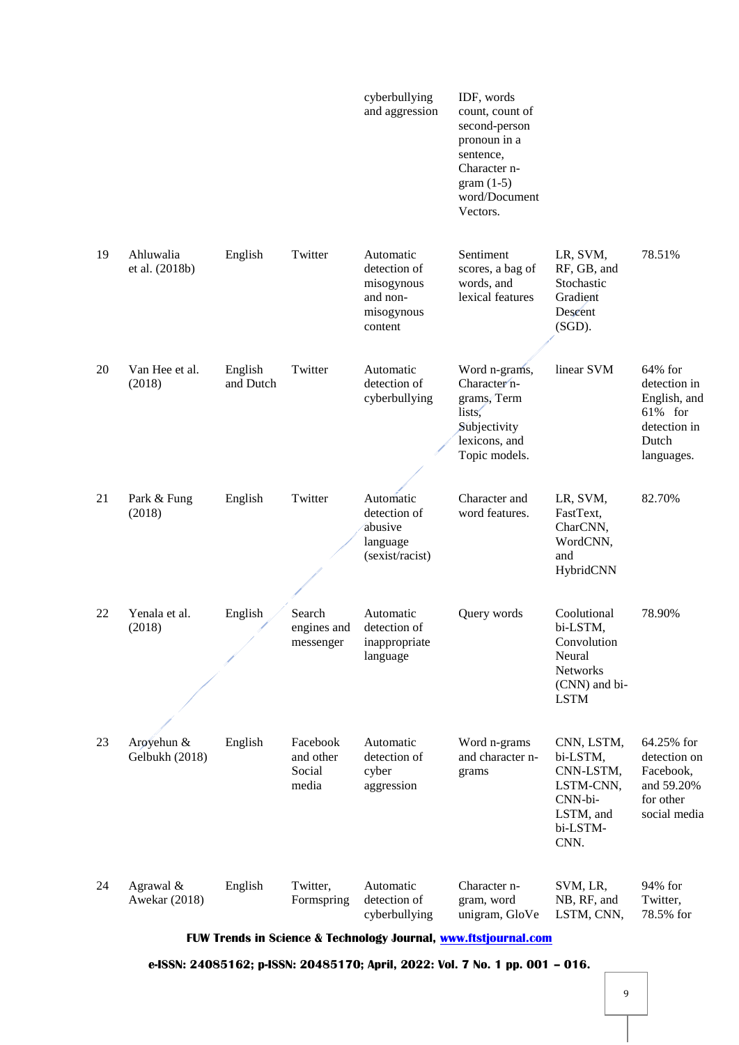| | | | | cyberbullying and aggression | IDF, words count, count of second-person pronoun in a sentence, Character n-gram (1-5) word/Document Vectors. | | |
|---|---|---|---|---|---|---|---|
| 19 | Ahluwalia et al. (2018b) | English | Twitter | Automatic detection of misogynous and non-misogynous content | Sentiment scores, a bag of words, and lexical features | LR, SVM, RF, GB, and Stochastic Gradient Descent (SGD). | 78.51% |
| 20 | Van Hee et al. (2018) | English and Dutch | Twitter | Automatic detection of cyberbullying | Word n-grams, Character n-grams, Term lists, Subjectivity lexicons, and Topic models. | linear SVM | 64% for detection in English, and 61% for detection in Dutch languages. |
| 21 | Park & Fung (2018) | English | Twitter | Automatic detection of abusive language (sexist/racist) | Character and word features. | LR, SVM, FastText, CharCNN, WordCNN, and HybridCNN | 82.70% |
| 22 | Yenala et al. (2018) | English | Search engines and messenger | Automatic detection of inappropriate language | Query words | Coolutional bi-LSTM, Convolution Neural Networks (CNN) and bi-LSTM | 78.90% |
| 23 | Aroyehun & Gelbukh (2018) | English | Facebook and other Social media | Automatic detection of cyber aggression | Word n-grams and character n-grams | CNN, LSTM, bi-LSTM, CNN-LSTM, LSTM-CNN, CNN-bi-LSTM, and bi-LSTM-CNN. | 64.25% for detection on Facebook, and 59.20% for other social media |
| 24 | Agrawal & Awekar (2018) | English | Twitter, Formspring | Automatic detection of cyberbullying | Character n-gram, word unigram, GloVe | SVM, LR, NB, RF, and LSTM, CNN, | 94% for Twitter, 78.5% for |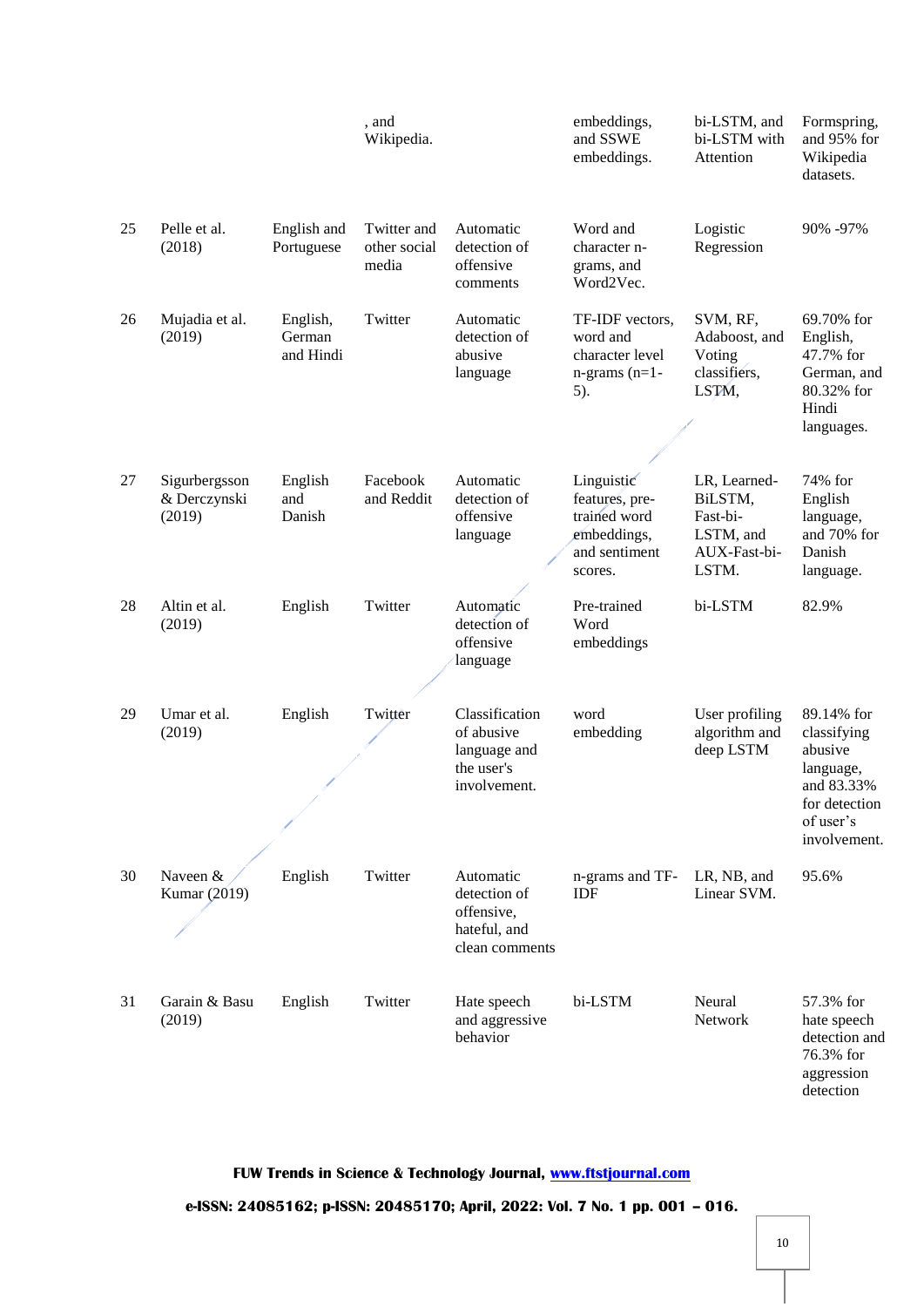| | | | , and Wikipedia. | | embeddings, and SSWE embeddings. | bi-LSTM, and bi-LSTM with Attention | Formspring, and 95% for Wikipedia datasets. |
|---|---|---|---|---|---|---|---|
| 25 | Pelle et al. (2018) | English and Portuguese | Twitter and other social media | Automatic detection of offensive comments | Word and character n-grams, and Word2Vec. | Logistic Regression | 90% -97% |
| 26 | Mujadia et al. (2019) | English, German and Hindi | Twitter | Automatic detection of abusive language | TF-IDF vectors, word and character level n-grams (n=1-5). | SVM, RF, Adaboost, and Voting classifiers, LSTM, | 69.70% for English, 47.7% for German, and 80.32% for Hindi languages. |
| 27 | Sigurbergsson & Derczynski (2019) | English and Danish | Facebook and Reddit | Automatic detection of offensive language | Linguistic features, pre-trained word embeddings, and sentiment scores. | LR, Learned-BiLSTM, Fast-bi-LSTM, and AUX-Fast-bi-LSTM. | 74% for English language, and 70% for Danish language. |
| 28 | Altin et al. (2019) | English | Twitter | Automatic detection of offensive language | Pre-trained Word embeddings | bi-LSTM | 82.9% |
| 29 | Umar et al. (2019) | English | Twitter | Classification of abusive language and the user's involvement. | word embedding | User profiling algorithm and deep LSTM | 89.14% for classifying abusive language, and 83.33% for detection of user's involvement. |
| 30 | Naveen & Kumar (2019) | English | Twitter | Automatic detection of offensive, hateful, and clean comments | n-grams and TF-IDF | LR, NB, and Linear SVM. | 95.6% |
| 31 | Garain & Basu (2019) | English | Twitter | Hate speech and aggressive behavior | bi-LSTM | Neural Network | 57.3% for hate speech detection and 76.3% for aggression detection |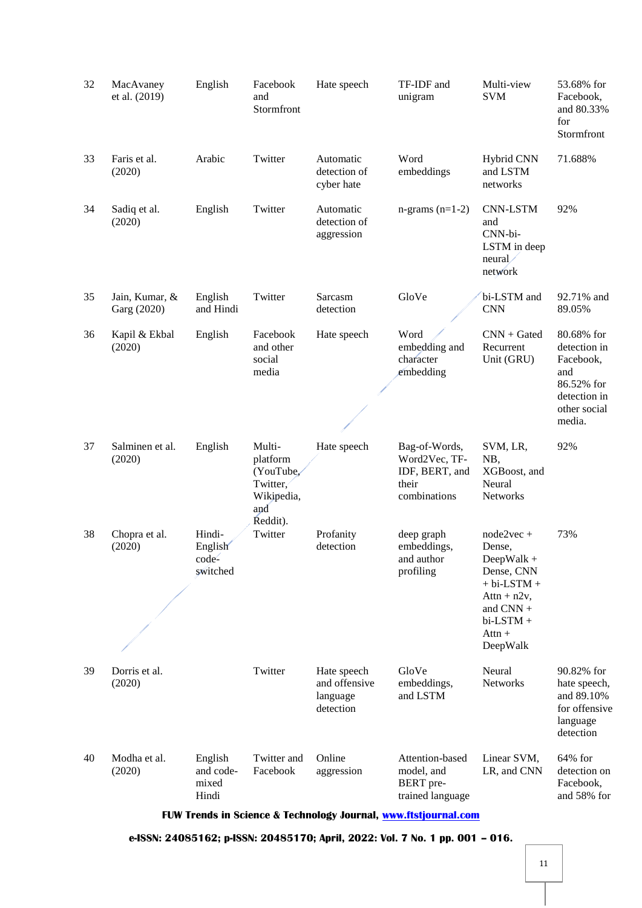| 32 | MacAvaney et al. (2019) | English | Facebook and Stormfront | Hate speech | TF-IDF and unigram | Multi-view SVM | 53.68% for Facebook, and 80.33% for Stormfront |
|---|---|---|---|---|---|---|---|
| 33 | Faris et al. (2020) | Arabic | Twitter | Automatic detection of cyber hate | Word embeddings | Hybrid CNN and LSTM networks | 71.688% |
| 34 | Sadiq et al. (2020) | English | Twitter | Automatic detection of aggression | n-grams (n=1-2) | CNN-LSTM and CNN-bi-LSTM in deep neural network | 92% |
| 35 | Jain, Kumar, & Garg (2020) | English and Hindi | Twitter | Sarcasm detection | GloVe | bi-LSTM and CNN | 92.71% and 89.05% |
| 36 | Kapil & Ekbal (2020) | English | Facebook and other social media | Hate speech | Word embedding and character embedding | CNN + Gated Recurrent Unit (GRU) | 80.68% for detection in Facebook, and 86.52% for detection in other social media. |
| 37 | Salminen et al. (2020) | English | Multi-platform (YouTube, Twitter, Wikipedia, and Reddit). | Hate speech | Bag-of-Words, Word2Vec, TF-IDF, BERT, and their combinations | SVM, LR, NB, XGBoost, and Neural Networks | 92% |
| 38 | Chopra et al. (2020) | Hindi-English code-switched | Twitter | Profanity detection | deep graph embeddings, and author profiling | node2vec + Dense, DeepWalk + Dense, CNN + bi-LSTM + Attn + n2v, and CNN + bi-LSTM + Attn + DeepWalk | 73% |
| 39 | Dorris et al. (2020) | | Twitter | Hate speech and offensive language detection | GloVe embeddings, and LSTM | Neural Networks | 90.82% for hate speech, and 89.10% for offensive language detection |
| 40 | Modha et al. (2020) | English and code-mixed Hindi | Twitter and Facebook | Online aggression | Attention-based model, and BERT pre-trained language | Linear SVM, LR, and CNN | 64% for detection on Facebook, and 58% for |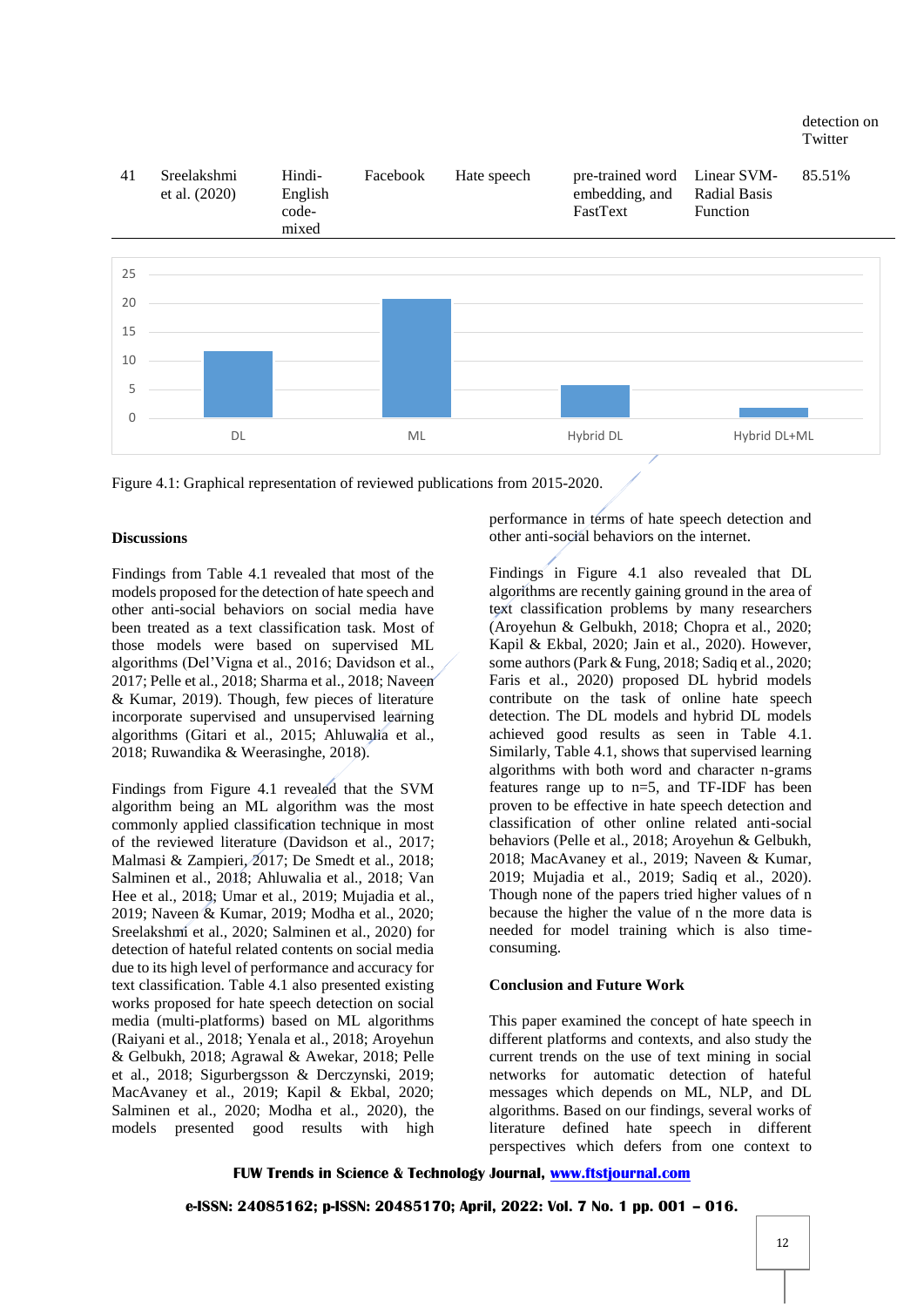| | | | | | | | detection on Twitter |
|---|---|---|---|---|---|---|---|
| 41 | Sreelakshmi et al. (2020) | Hindi-English code-mixed | Facebook | Hate speech | pre-trained word embedding, and FastText | Linear SVM-Radial Basis Function | 85.51% |

Figure 4.1: Graphical representation of reviewed publications from 2015-2020.

### Discussions

Findings from Table 4.1 revealed that most of the models proposed for the detection of hate speech and other anti-social behaviors on social media have been treated as a text classification task. Most of those models were based on supervised ML algorithms (Del'Vigna et al., 2016; Davidson et al., 2017; Pelle et al., 2018; Sharma et al., 2018; Naveen & Kumar, 2019). Though, few pieces of literature incorporate supervised and unsupervised learning algorithms (Gitari et al., 2015; Ahluwalia et al., 2018; Ruwandika & Weerasinghe, 2018).

Findings from Figure 4.1 revealed that the SVM algorithm being an ML algorithm was the most commonly applied classification technique in most of the reviewed literature (Davidson et al., 2017; Malmasi & Zampieri, 2017; De Smedt et al., 2018; Salminen et al., 2018; Ahluwalia et al., 2018; Van Hee et al., 2018; Umar et al., 2019; Mujadia et al., 2019; Naveen & Kumar, 2019; Modha et al., 2020; Sreelakshmi et al., 2020) for detection of hateful related contents on social media due to its high level of performance and accuracy for text classification. Table 4.1 also presented existing works proposed for hate speech detection on social media (multi-platforms) based on ML algorithms (Raiyani et al., 2018; Yenala et al., 2018; Aroyehun & Gelbukh, 2018; Agrawal & Awekar, 2018; Pelle et al., 2018; Sigurbergsson & Derczynski, 2019; MacAvaney et al., 2019; Kapil & Ekbal, 2020; Salminen et al., 2020; Modha et al., 2020), the models presented good results with high performance in terms of hate speech detection and other anti-social behaviors on the internet.

Findings in Figure 4.1 also revealed that DL algorithms are recently gaining ground in the area of text classification problems by many researchers (Aroyehun & Gelbukh, 2018; Chopra et al., 2020; Kapil & Ekbal, 2020; Jain et al., 2020). However, some authors (Park & Fung, 2018; Sadiq et al., 2020; Faris et al., 2020) proposed DL hybrid models contribute on the task of online hate speech detection. The DL models and hybrid DL models achieved good results as seen in Table 4.1. Similarly, Table 4.1, shows that supervised learning algorithms with both word and character n-grams features range up to n=5, and TF-IDF has been proven to be effective in hate speech detection and classification of other online related anti-social behaviors (Pelle et al., 2018; Aroyehun & Gelbukh, 2018; MacAvaney et al., 2019; Naveen & Kumar, 2019; Mujadia et al., 2019; Sadiq et al., 2020). Though none of the papers tried higher values of n because the higher the value of n the more data is needed for model training which is also time-consuming.

### Conclusion and Future Work

This paper examined the concept of hate speech in different platforms and contexts, and also study the current trends on the use of text mining in social networks for automatic detection of hateful messages which depends on ML, NLP, and DL algorithms. Based on our findings, several works of literature defined hate speech in different perspectives which defers from one context to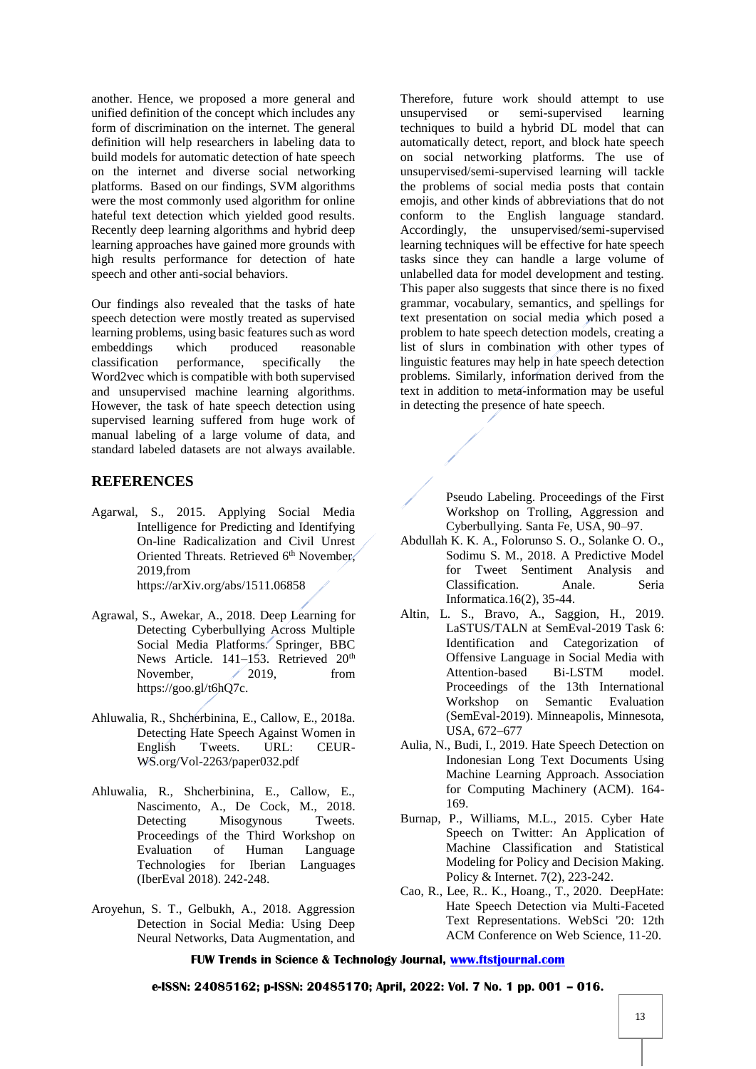another. Hence, we proposed a more general and unified definition of the concept which includes any form of discrimination on the internet. The general definition will help researchers in labeling data to build models for automatic detection of hate speech on the internet and diverse social networking platforms. Based on our findings, SVM algorithms were the most commonly used algorithm for online hateful text detection which yielded good results. Recently deep learning algorithms and hybrid deep learning approaches have gained more grounds with high results performance for detection of hate speech and other anti-social behaviors.

Our findings also revealed that the tasks of hate speech detection were mostly treated as supervised learning problems, using basic features such as word embeddings which produced reasonable classification performance, specifically the Word2vec which is compatible with both supervised and unsupervised machine learning algorithms. However, the task of hate speech detection using supervised learning suffered from huge work of manual labeling of a large volume of data, and standard labeled datasets are not always available.

Therefore, future work should attempt to use unsupervised or semi-supervised learning techniques to build a hybrid DL model that can automatically detect, report, and block hate speech on social networking platforms. The use of unsupervised/semi-supervised learning will tackle the problems of social media posts that contain emojis, and other kinds of abbreviations that do not conform to the English language standard. Accordingly, the unsupervised/semi-supervised learning techniques will be effective for hate speech tasks since they can handle a large volume of unlabelled data for model development and testing. This paper also suggests that since there is no fixed grammar, vocabulary, semantics, and spellings for text presentation on social media which posed a problem to hate speech detection models, creating a list of slurs in combination with other types of linguistic features may help in hate speech detection problems. Similarly, information derived from the text in addition to meta-information may be useful in detecting the presence of hate speech.

## REFERENCES

Agarwal, S., 2015. Applying Social Media Intelligence for Predicting and Identifying On-line Radicalization and Civil Unrest Oriented Threats. Retrieved 6th November, 2019,from https://arXiv.org/abs/1511.06858

Agrawal, S., Awekar, A., 2018. Deep Learning for Detecting Cyberbullying Across Multiple Social Media Platforms. Springer, BBC News Article. 141–153. Retrieved 20th November, 2019, from https://goo.gl/t6hQ7c.

Ahluwalia, R., Shcherbinina, E., Callow, E., 2018a. Detecting Hate Speech Against Women in English Tweets. URL: CEUR-WS.org/Vol-2263/paper032.pdf

Ahluwalia, R., Shcherbinina, E., Callow, E., Nascimento, A., De Cock, M., 2018. Detecting Misogynous Tweets. Proceedings of the Third Workshop on Evaluation of Human Language Technologies for Iberian Languages (IberEval 2018). 242-248.

Aroyehun, S. T., Gelbukh, A., 2018. Aggression Detection in Social Media: Using Deep Neural Networks, Data Augmentation, and Pseudo Labeling. Proceedings of the First Workshop on Trolling, Aggression and Cyberbullying. Santa Fe, USA, 90–97.

Abdullah K. K. A., Folorunso S. O., Solanke O. O., Sodimu S. M., 2018. A Predictive Model for Tweet Sentiment Analysis and Classification. Anale. Seria Informatica.16(2), 35-44.

Altin, L. S., Bravo, A., Saggion, H., 2019. LaSTUS/TALN at SemEval-2019 Task 6: Identification and Categorization of Offensive Language in Social Media with Attention-based Bi-LSTM model. Proceedings of the 13th International Workshop on Semantic Evaluation (SemEval-2019). Minneapolis, Minnesota, USA, 672–677

Aulia, N., Budi, I., 2019. Hate Speech Detection on Indonesian Long Text Documents Using Machine Learning Approach. Association for Computing Machinery (ACM). 164-169.

Burnap, P., Williams, M.L., 2015. Cyber Hate Speech on Twitter: An Application of Machine Classification and Statistical Modeling for Policy and Decision Making. Policy & Internet. 7(2), 223-242.

Cao, R., Lee, R.. K., Hoang., T., 2020. DeepHate: Hate Speech Detection via Multi-Faceted Text Representations. WebSci '20: 12th ACM Conference on Web Science, 11-20.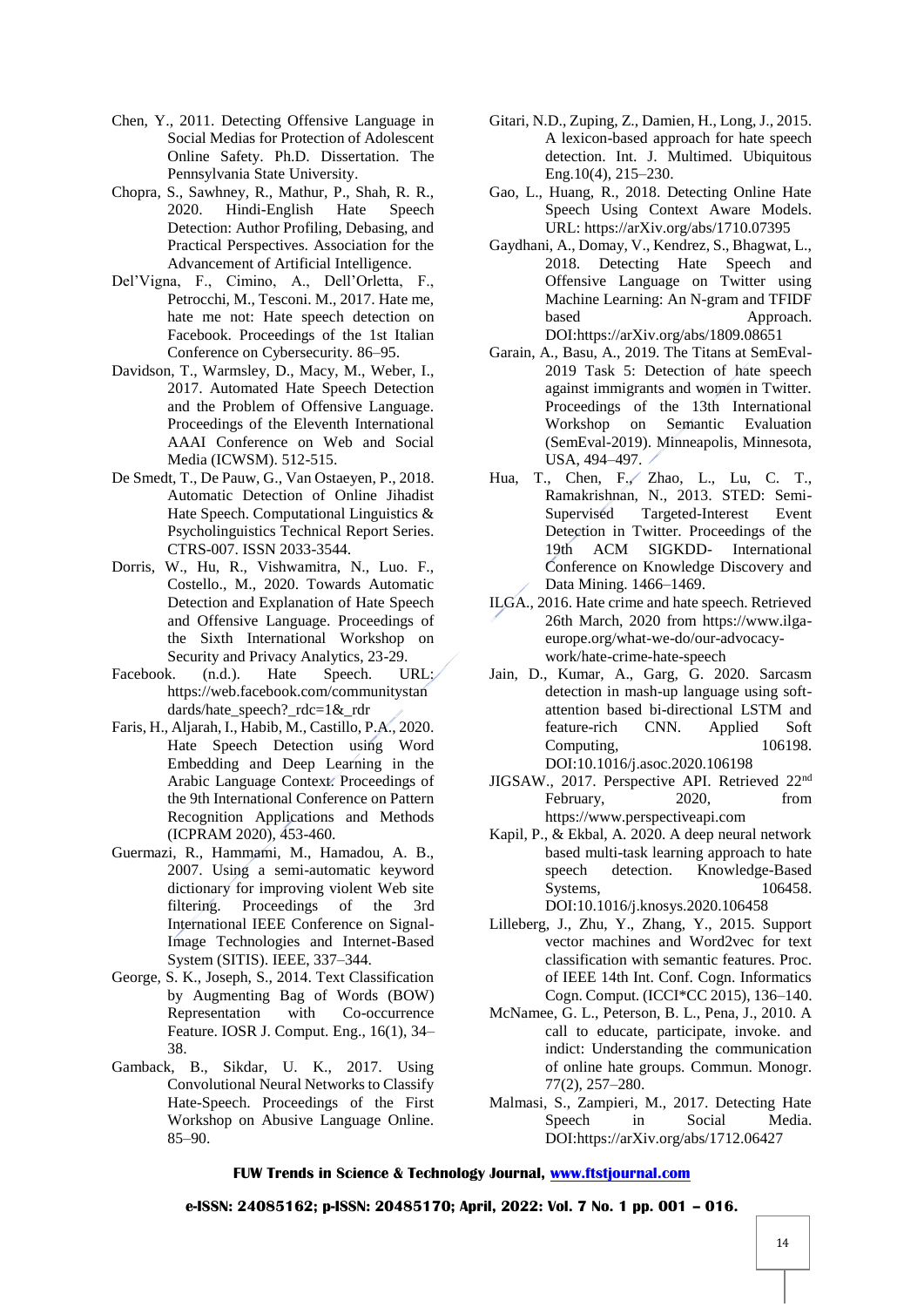Chen, Y., 2011. Detecting Offensive Language in Social Medias for Protection of Adolescent Online Safety. Ph.D. Dissertation. The Pennsylvania State University.

Chopra, S., Sawhney, R., Mathur, P., Shah, R. R., 2020. Hindi-English Hate Speech Detection: Author Profiling, Debasing, and Practical Perspectives. Association for the Advancement of Artificial Intelligence.

Del'Vigna, F., Cimino, A., Dell'Orletta, F., Petrocchi, M., Tesconi. M., 2017. Hate me, hate me not: Hate speech detection on Facebook. Proceedings of the 1st Italian Conference on Cybersecurity. 86–95.

Davidson, T., Warmsley, D., Macy, M., Weber, I., 2017. Automated Hate Speech Detection and the Problem of Offensive Language. Proceedings of the Eleventh International AAAI Conference on Web and Social Media (ICWSM). 512-515.

De Smedt, T., De Pauw, G., Van Ostaeyen, P., 2018. Automatic Detection of Online Jihadist Hate Speech. Computational Linguistics & Psycholinguistics Technical Report Series. CTRS-007. ISSN 2033-3544.

Dorris, W., Hu, R., Vishwamitra, N., Luo. F., Costello., M., 2020. Towards Automatic Detection and Explanation of Hate Speech and Offensive Language. Proceedings of the Sixth International Workshop on Security and Privacy Analytics, 23-29.

Facebook. (n.d.). Hate Speech. URL: https://web.facebook.com/communitystandards/hate_speech?_rdc=1&_rdr

Faris, H., Aljarah, I., Habib, M., Castillo, P.A., 2020. Hate Speech Detection using Word Embedding and Deep Learning in the Arabic Language Context. Proceedings of the 9th International Conference on Pattern Recognition Applications and Methods (ICPRAM 2020), 453-460.

Guermazi, R., Hammami, M., Hamadou, A. B., 2007. Using a semi-automatic keyword dictionary for improving violent Web site filtering. Proceedings of the 3rd International IEEE Conference on Signal-Image Technologies and Internet-Based System (SITIS). IEEE, 337–344.

George, S. K., Joseph, S., 2014. Text Classification by Augmenting Bag of Words (BOW) Representation with Co-occurrence Feature. IOSR J. Comput. Eng., 16(1), 34–38.

Gamback, B., Sikdar, U. K., 2017. Using Convolutional Neural Networks to Classify Hate-Speech. Proceedings of the First Workshop on Abusive Language Online. 85–90.

Gitari, N.D., Zuping, Z., Damien, H., Long, J., 2015. A lexicon-based approach for hate speech detection. Int. J. Multimed. Ubiquitous Eng.10(4), 215–230.

Gao, L., Huang, R., 2018. Detecting Online Hate Speech Using Context Aware Models. URL: https://arXiv.org/abs/1710.07395

Gaydhani, A., Domay, V., Kendrez, S., Bhagwat, L., 2018. Detecting Hate Speech and Offensive Language on Twitter using Machine Learning: An N-gram and TFIDF based Approach. DOI:https://arXiv.org/abs/1809.08651

Garain, A., Basu, A., 2019. The Titans at SemEval-2019 Task 5: Detection of hate speech against immigrants and women in Twitter. Proceedings of the 13th International Workshop on Semantic Evaluation (SemEval-2019). Minneapolis, Minnesota, USA, 494–497.

Hua, T., Chen, F., Zhao, L., Lu, C. T., Ramakrishnan, N., 2013. STED: Semi-Supervised Targeted-Interest Event Detection in Twitter. Proceedings of the 19th ACM SIGKDD- International Conference on Knowledge Discovery and Data Mining. 1466–1469.

ILGA., 2016. Hate crime and hate speech. Retrieved 26th March, 2020 from https://www.ilga-europe.org/what-we-do/our-advocacy-work/hate-crime-hate-speech

Jain, D., Kumar, A., Garg, G. 2020. Sarcasm detection in mash-up language using soft-attention based bi-directional LSTM and feature-rich CNN. Applied Soft Computing, 106198. DOI:10.1016/j.asoc.2020.106198

JIGSAW., 2017. Perspective API. Retrieved 22nd February, 2020, from https://www.perspectiveapi.com

Kapil, P., & Ekbal, A. 2020. A deep neural network based multi-task learning approach to hate speech detection. Knowledge-Based Systems, 106458. DOI:10.1016/j.knosys.2020.106458

Lilleberg, J., Zhu, Y., Zhang, Y., 2015. Support vector machines and Word2vec for text classification with semantic features. Proc. of IEEE 14th Int. Conf. Cogn. Informatics Cogn. Comput. (ICCI*CC 2015), 136–140.

McNamee, G. L., Peterson, B. L., Pena, J., 2010. A call to educate, participate, invoke. and indict: Understanding the communication of online hate groups. Commun. Monogr. 77(2), 257–280.

Malmasi, S., Zampieri, M., 2017. Detecting Hate Speech in Social Media. DOI:https://arXiv.org/abs/1712.06427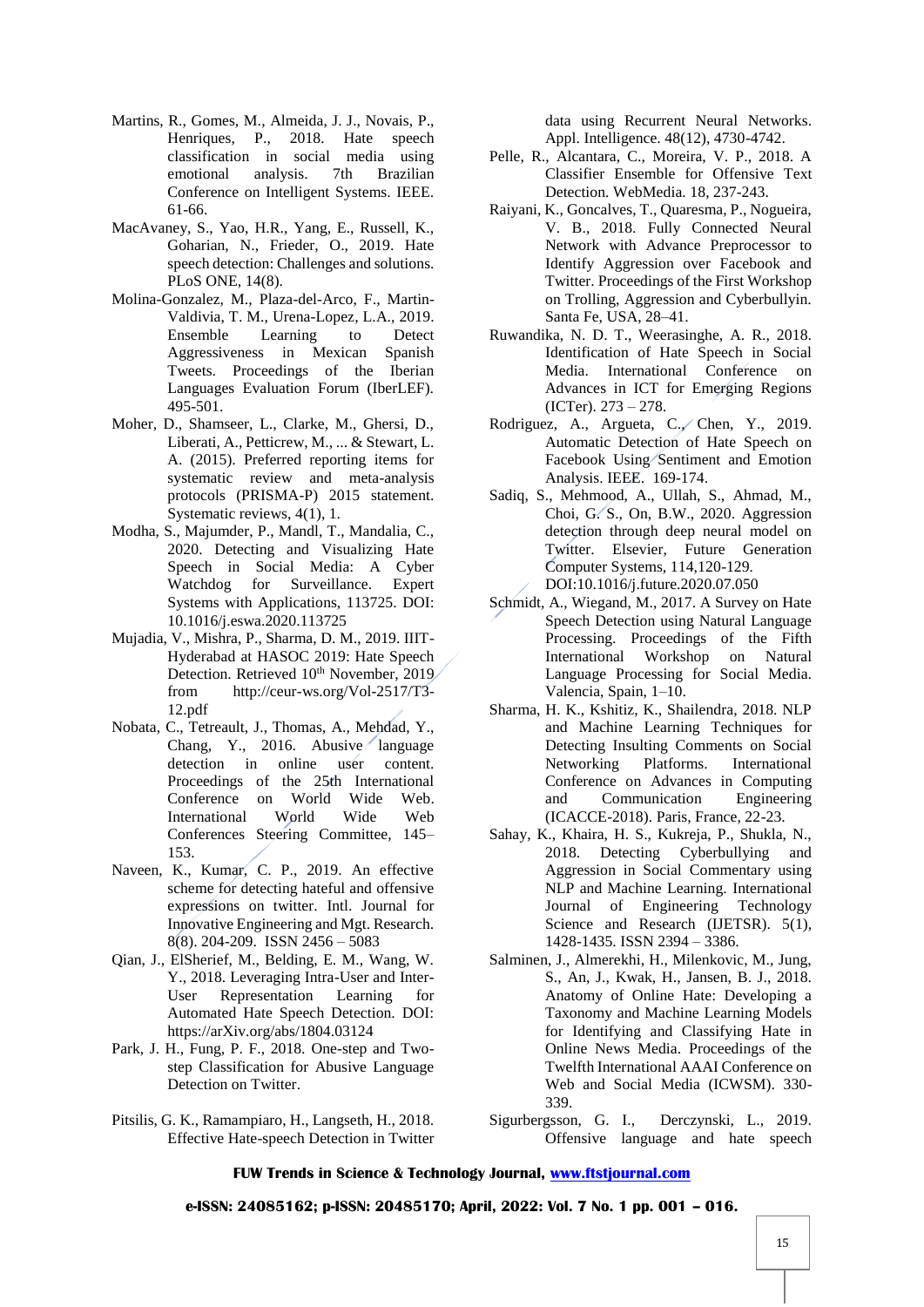Martins, R., Gomes, M., Almeida, J. J., Novais, P., Henriques, P., 2018. Hate speech classification in social media using emotional analysis. 7th Brazilian Conference on Intelligent Systems. IEEE. 61-66.

MacAvaney, S., Yao, H.R., Yang, E., Russell, K., Goharian, N., Frieder, O., 2019. Hate speech detection: Challenges and solutions. PLoS ONE, 14(8).

Molina-Gonzalez, M., Plaza-del-Arco, F., Martin-Valdivia, T. M., Urena-Lopez, L.A., 2019. Ensemble Learning to Detect Aggressiveness in Mexican Spanish Tweets. Proceedings of the Iberian Languages Evaluation Forum (IberLEF). 495-501.

Moher, D., Shamseer, L., Clarke, M., Ghersi, D., Liberati, A., Petticrew, M., ... & Stewart, L. A. (2015). Preferred reporting items for systematic review and meta-analysis protocols (PRISMA-P) 2015 statement. Systematic reviews, 4(1), 1.

Modha, S., Majumder, P., Mandl, T., Mandalia, C., 2020. Detecting and Visualizing Hate Speech in Social Media: A Cyber Watchdog for Surveillance. Expert Systems with Applications, 113725. DOI: 10.1016/j.eswa.2020.113725

Mujadia, V., Mishra, P., Sharma, D. M., 2019. IIIT-Hyderabad at HASOC 2019: Hate Speech Detection. Retrieved 10th November, 2019 from http://ceur-ws.org/Vol-2517/T3-12.pdf

Nobata, C., Tetreault, J., Thomas, A., Mehdad, Y., Chang, Y., 2016. Abusive language detection in online user content. Proceedings of the 25th International Conference on World Wide Web. International World Wide Web Conferences Steering Committee, 145–153.

Naveen, K., Kumar, C. P., 2019. An effective scheme for detecting hateful and offensive expressions on twitter. Intl. Journal for Innovative Engineering and Mgt. Research. 8(8). 204-209. ISSN 2456 – 5083

Qian, J., ElSherief, M., Belding, E. M., Wang, W. Y., 2018. Leveraging Intra-User and Inter-User Representation Learning for Automated Hate Speech Detection. DOI: https://arXiv.org/abs/1804.03124

Park, J. H., Fung, P. F., 2018. One-step and Two-step Classification for Abusive Language Detection on Twitter.

Pitsilis, G. K., Ramampiaro, H., Langseth, H., 2018. Effective Hate-speech Detection in Twitter data using Recurrent Neural Networks. Appl. Intelligence. 48(12), 4730-4742.

Pelle, R., Alcantara, C., Moreira, V. P., 2018. A Classifier Ensemble for Offensive Text Detection. WebMedia. 18, 237-243.

Raiyani, K., Goncalves, T., Quaresma, P., Nogueira, V. B., 2018. Fully Connected Neural Network with Advance Preprocessor to Identify Aggression over Facebook and Twitter. Proceedings of the First Workshop on Trolling, Aggression and Cyberbullyin. Santa Fe, USA, 28–41.

Ruwandika, N. D. T., Weerasinghe, A. R., 2018. Identification of Hate Speech in Social Media. International Conference on Advances in ICT for Emerging Regions (ICTer). 273 – 278.

Rodriguez, A., Argueta, C., Chen, Y., 2019. Automatic Detection of Hate Speech on Facebook Using Sentiment and Emotion Analysis. IEEE. 169-174.

Sadiq, S., Mehmood, A., Ullah, S., Ahmad, M., Choi, G. S., On, B.W., 2020. Aggression detection through deep neural model on Twitter. Elsevier, Future Generation Computer Systems, 114,120-129. DOI:10.1016/j.future.2020.07.050

Schmidt, A., Wiegand, M., 2017. A Survey on Hate Speech Detection using Natural Language Processing. Proceedings of the Fifth International Workshop on Natural Language Processing for Social Media. Valencia, Spain, 1–10.

Sharma, H. K., Kshitiz, K., Shailendra, 2018. NLP and Machine Learning Techniques for Detecting Insulting Comments on Social Networking Platforms. International Conference on Advances in Computing and Communication Engineering (ICACCE-2018). Paris, France, 22-23.

Sahay, K., Khaira, H. S., Kukreja, P., Shukla, N., 2018. Detecting Cyberbullying and Aggression in Social Commentary using NLP and Machine Learning. International Journal of Engineering Technology Science and Research (IJETSR). 5(1), 1428-1435. ISSN 2394 – 3386.

Salminen, J., Almerekhi, H., Milenkovic, M., Jung, S., An, J., Kwak, H., Jansen, B. J., 2018. Anatomy of Online Hate: Developing a Taxonomy and Machine Learning Models for Identifying and Classifying Hate in Online News Media. Proceedings of the Twelfth International AAAI Conference on Web and Social Media (ICWSM). 330-339.

Sigurbergsson, G. I., Derczynski, L., 2019. Offensive language and hate speech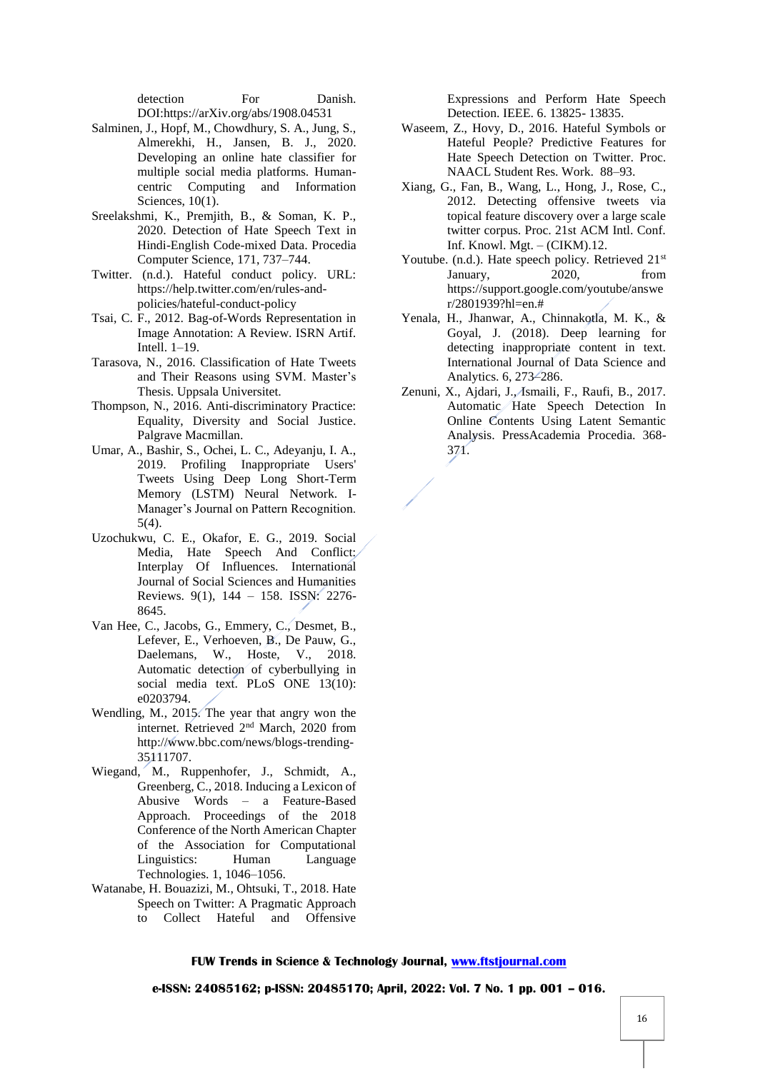detection For Danish. DOI:https://arXiv.org/abs/1908.04531

Salminen, J., Hopf, M., Chowdhury, S. A., Jung, S., Almerekhi, H., Jansen, B. J., 2020. Developing an online hate classifier for multiple social media platforms. Human-centric Computing and Information Sciences, 10(1).

Sreelakshmi, K., Premjith, B., & Soman, K. P., 2020. Detection of Hate Speech Text in Hindi-English Code-mixed Data. Procedia Computer Science, 171, 737–744.

Twitter. (n.d.). Hateful conduct policy. URL: https://help.twitter.com/en/rules-and-policies/hateful-conduct-policy

Tsai, C. F., 2012. Bag-of-Words Representation in Image Annotation: A Review. ISRN Artif. Intell. 1–19.

Tarasova, N., 2016. Classification of Hate Tweets and Their Reasons using SVM. Master's Thesis. Uppsala Universitet.

Thompson, N., 2016. Anti-discriminatory Practice: Equality, Diversity and Social Justice. Palgrave Macmillan.

Umar, A., Bashir, S., Ochei, L. C., Adeyanju, I. A., 2019. Profiling Inappropriate Users' Tweets Using Deep Long Short-Term Memory (LSTM) Neural Network. I-Manager's Journal on Pattern Recognition. 5(4).

Uzochukwu, C. E., Okafor, E. G., 2019. Social Media, Hate Speech And Conflict: Interplay Of Influences. International Journal of Social Sciences and Humanities Reviews. 9(1), 144 – 158. ISSN: 2276-8645.

Van Hee, C., Jacobs, G., Emmery, C., Desmet, B., Lefever, E., Verhoeven, B., De Pauw, G., Daelemans, W., Hoste, V., 2018. Automatic detection of cyberbullying in social media text. PLoS ONE 13(10): e0203794.

Wendling, M., 2015. The year that angry won the internet. Retrieved 2nd March, 2020 from http://www.bbc.com/news/blogs-trending-35111707.

Wiegand, M., Ruppenhofer, J., Schmidt, A., Greenberg, C., 2018. Inducing a Lexicon of Abusive Words – a Feature-Based Approach. Proceedings of the 2018 Conference of the North American Chapter of the Association for Computational Linguistics: Human Language Technologies. 1, 1046–1056.

Watanabe, H. Bouazizi, M., Ohtsuki, T., 2018. Hate Speech on Twitter: A Pragmatic Approach to Collect Hateful and Offensive Expressions and Perform Hate Speech Detection. IEEE. 6. 13825- 13835.

Waseem, Z., Hovy, D., 2016. Hateful Symbols or Hateful People? Predictive Features for Hate Speech Detection on Twitter. Proc. NAACL Student Res. Work. 88–93.

Xiang, G., Fan, B., Wang, L., Hong, J., Rose, C., 2012. Detecting offensive tweets via topical feature discovery over a large scale twitter corpus. Proc. 21st ACM Intl. Conf. Inf. Knowl. Mgt. – (CIKM).12.

Youtube. (n.d.). Hate speech policy. Retrieved 21st January, 2020, from https://support.google.com/youtube/answer/2801939?hl=en.#

Yenala, H., Jhanwar, A., Chinnakotla, M. K., & Goyal, J. (2018). Deep learning for detecting inappropriate content in text. International Journal of Data Science and Analytics. 6, 273–286.

Zenuni, X., Ajdari, J., Ismaili, F., Raufi, B., 2017. Automatic Hate Speech Detection In Online Contents Using Latent Semantic Analysis. PressAcademia Procedia. 368-371.